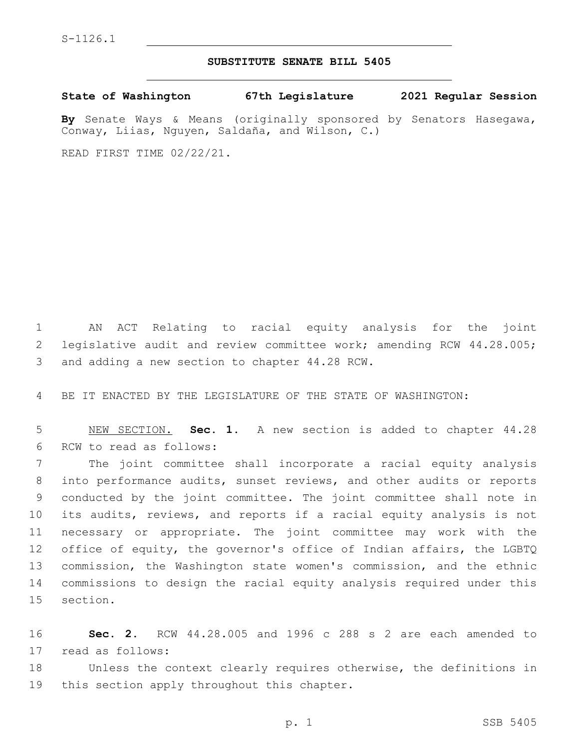S-1126.1

# SUBSTITUTE SENATE BILL 5405

**State of Washington 67th Legislature 2021 Regular Session**

**By** Senate Ways & Means (originally sponsored by Senators Hasegawa, Conway, Liias, Nguyen, Saldaña, and Wilson, C.)

READ FIRST TIME 02/22/21.

AN ACT Relating to racial equity analysis for the joint legislative audit and review committee work; amending RCW 44.28.005; and adding a new section to chapter 44.28 RCW.

BE IT ENACTED BY THE LEGISLATURE OF THE STATE OF WASHINGTON:

NEW SECTION. **Sec. 1.** A new section is added to chapter 44.28 RCW to read as follows:

The joint committee shall incorporate a racial equity analysis into performance audits, sunset reviews, and other audits or reports conducted by the joint committee. The joint committee shall note in its audits, reviews, and reports if a racial equity analysis is not necessary or appropriate. The joint committee may work with the office of equity, the governor's office of Indian affairs, the LGBTQ commission, the Washington state women's commission, and the ethnic commissions to design the racial equity analysis required under this section.

**Sec. 2.** RCW 44.28.005 and 1996 c 288 s 2 are each amended to read as follows:

Unless the context clearly requires otherwise, the definitions in this section apply throughout this chapter.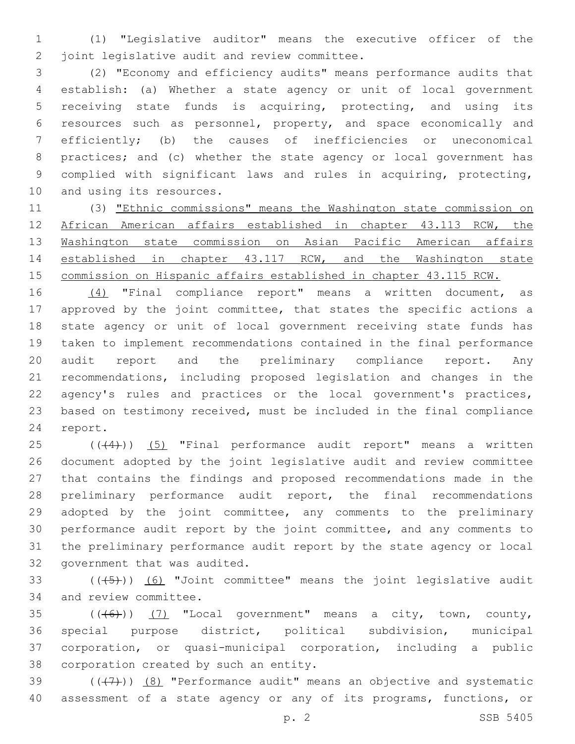(1) "Legislative auditor" means the executive officer of the joint legislative audit and review committee.

(2) "Economy and efficiency audits" means performance audits that establish: (a) Whether a state agency or unit of local government receiving state funds is acquiring, protecting, and using its resources such as personnel, property, and space economically and efficiently; (b) the causes of inefficiencies or uneconomical practices; and (c) whether the state agency or local government has complied with significant laws and rules in acquiring, protecting, and using its resources.

(3) "Ethnic commissions" means the Washington state commission on African American affairs established in chapter 43.113 RCW, the Washington state commission on Asian Pacific American affairs established in chapter 43.117 RCW, and the Washington state commission on Hispanic affairs established in chapter 43.115 RCW.

(4) "Final compliance report" means a written document, as approved by the joint committee, that states the specific actions a state agency or unit of local government receiving state funds has taken to implement recommendations contained in the final performance audit report and the preliminary compliance report. Any recommendations, including proposed legislation and changes in the agency's rules and practices or the local government's practices, based on testimony received, must be included in the final compliance report.

((~~(4)~~)) (5) "Final performance audit report" means a written document adopted by the joint legislative audit and review committee that contains the findings and proposed recommendations made in the preliminary performance audit report, the final recommendations adopted by the joint committee, any comments to the preliminary performance audit report by the joint committee, and any comments to the preliminary performance audit report by the state agency or local government that was audited.

((~~(5)~~)) (6) "Joint committee" means the joint legislative audit and review committee.

((~~(6)~~)) (7) "Local government" means a city, town, county, special purpose district, political subdivision, municipal corporation, or quasi-municipal corporation, including a public corporation created by such an entity.

((~~(7)~~)) (8) "Performance audit" means an objective and systematic assessment of a state agency or any of its programs, functions, or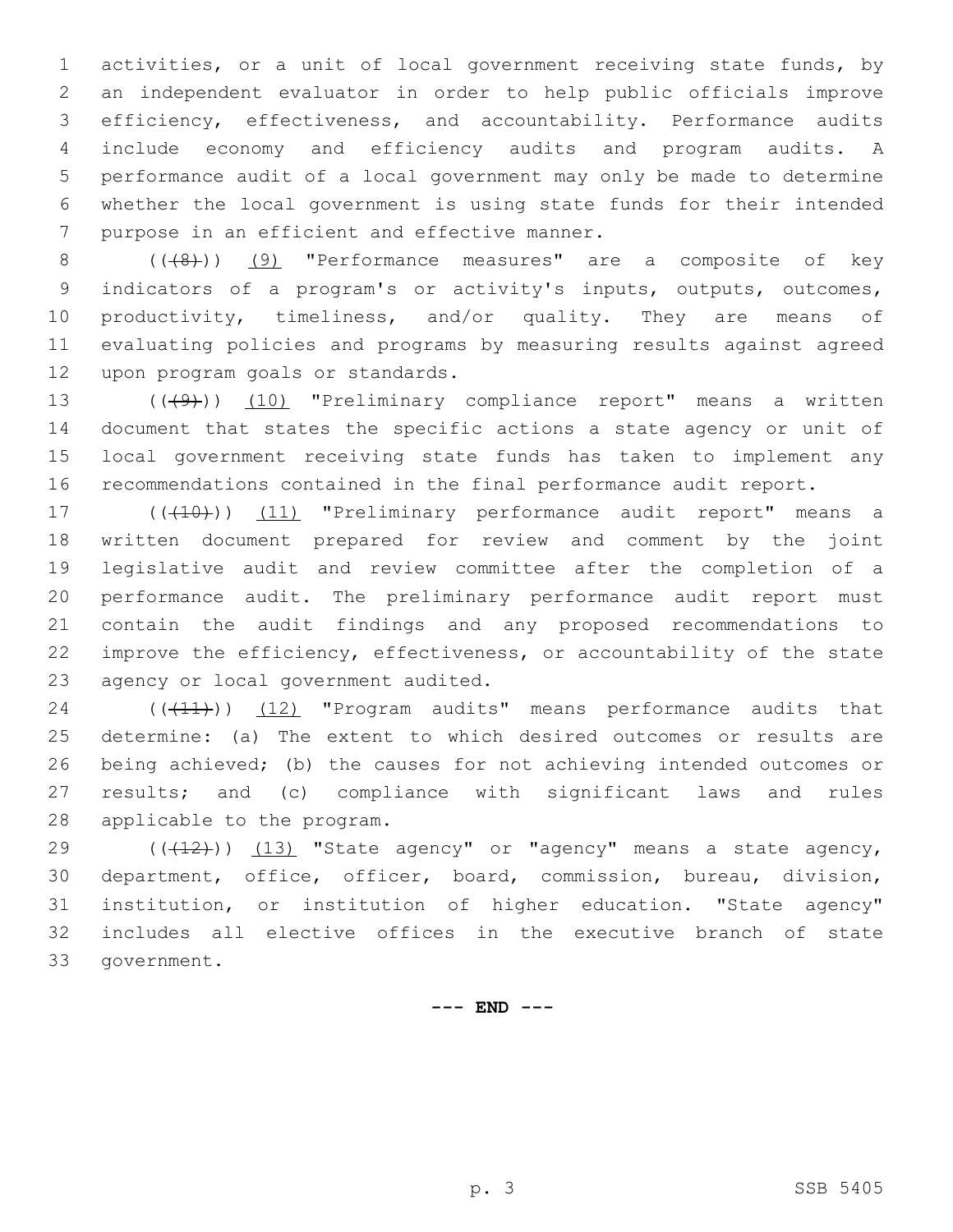activities, or a unit of local government receiving state funds, by an independent evaluator in order to help public officials improve efficiency, effectiveness, and accountability. Performance audits include economy and efficiency audits and program audits. A performance audit of a local government may only be made to determine whether the local government is using state funds for their intended purpose in an efficient and effective manner.

(((8))) (9) "Performance measures" are a composite of key indicators of a program's or activity's inputs, outputs, outcomes, productivity, timeliness, and/or quality. They are means of evaluating policies and programs by measuring results against agreed upon program goals or standards.

(((9))) (10) "Preliminary compliance report" means a written document that states the specific actions a state agency or unit of local government receiving state funds has taken to implement any recommendations contained in the final performance audit report.

(((10))) (11) "Preliminary performance audit report" means a written document prepared for review and comment by the joint legislative audit and review committee after the completion of a performance audit. The preliminary performance audit report must contain the audit findings and any proposed recommendations to improve the efficiency, effectiveness, or accountability of the state agency or local government audited.

(((11))) (12) "Program audits" means performance audits that determine: (a) The extent to which desired outcomes or results are being achieved; (b) the causes for not achieving intended outcomes or results; and (c) compliance with significant laws and rules applicable to the program.

(((12))) (13) "State agency" or "agency" means a state agency, department, office, officer, board, commission, bureau, division, institution, or institution of higher education. "State agency" includes all elective offices in the executive branch of state government.

**--- END ---**